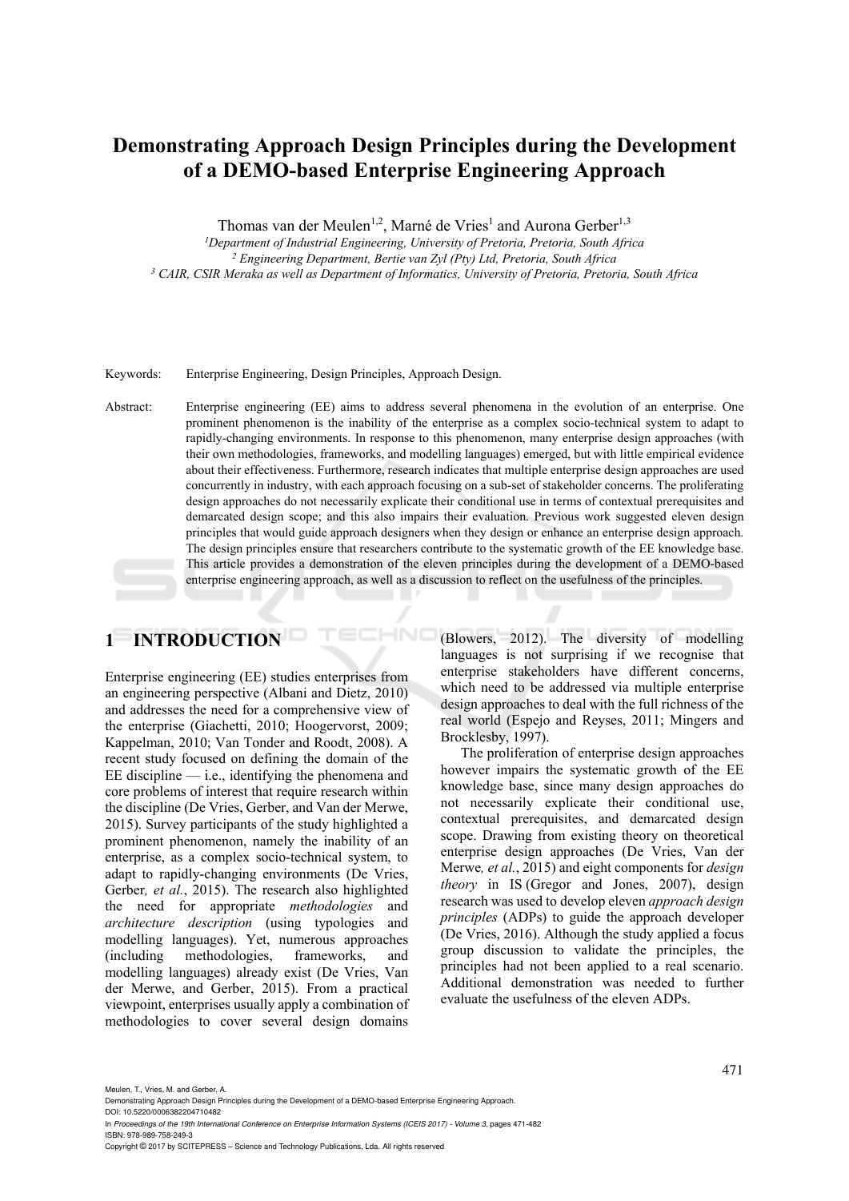# Demonstrating Approach Design Principles during the Development of a DEMO-based Enterprise Engineering Approach

Thomas van der Meulen[1,2], Marné de Vries[1] and Aurona Gerber[1,3]

[1]*Department of Industrial Engineering, University of Pretoria, Pretoria, South Africa*
[2] *Engineering Department, Bertie van Zyl (Pty) Ltd, Pretoria, South Africa*
[3] *CAIR, CSIR Meraka as well as Department of Informatics, University of Pretoria, Pretoria, South Africa*

Keywords: Enterprise Engineering, Design Principles, Approach Design.

Abstract: Enterprise engineering (EE) aims to address several phenomena in the evolution of an enterprise. One prominent phenomenon is the inability of the enterprise as a complex socio-technical system to adapt to rapidly-changing environments. In response to this phenomenon, many enterprise design approaches (with their own methodologies, frameworks, and modelling languages) emerged, but with little empirical evidence about their effectiveness. Furthermore, research indicates that multiple enterprise design approaches are used concurrently in industry, with each approach focusing on a sub-set of stakeholder concerns. The proliferating design approaches do not necessarily explicate their conditional use in terms of contextual prerequisites and demarcated design scope; and this also impairs their evaluation. Previous work suggested eleven design principles that would guide approach designers when they design or enhance an enterprise design approach. The design principles ensure that researchers contribute to the systematic growth of the EE knowledge base. This article provides a demonstration of the eleven principles during the development of a DEMO-based enterprise engineering approach, as well as a discussion to reflect on the usefulness of the principles.

## 1 INTRODUCTION

Enterprise engineering (EE) studies enterprises from an engineering perspective (Albani and Dietz, 2010) and addresses the need for a comprehensive view of the enterprise (Giachetti, 2010; Hoogervorst, 2009; Kappelman, 2010; Van Tonder and Roodt, 2008). A recent study focused on defining the domain of the EE discipline — i.e., identifying the phenomena and core problems of interest that require research within the discipline (De Vries, Gerber, and Van der Merwe, 2015). Survey participants of the study highlighted a prominent phenomenon, namely the inability of an enterprise, as a complex socio-technical system, to adapt to rapidly-changing environments (De Vries, Gerber*, et al.*, 2015). The research also highlighted the need for appropriate *methodologies* and *architecture description* (using typologies and modelling languages). Yet, numerous approaches (including methodologies, frameworks, and modelling languages) already exist (De Vries, Van der Merwe, and Gerber, 2015). From a practical viewpoint, enterprises usually apply a combination of methodologies to cover several design domains (Blowers, 2012). The diversity of modelling languages is not surprising if we recognise that enterprise stakeholders have different concerns, which need to be addressed via multiple enterprise design approaches to deal with the full richness of the real world (Espejo and Reyses, 2011; Mingers and Brocklesby, 1997).

The proliferation of enterprise design approaches however impairs the systematic growth of the EE knowledge base, since many design approaches do not necessarily explicate their conditional use, contextual prerequisites, and demarcated design scope. Drawing from existing theory on theoretical enterprise design approaches (De Vries, Van der Merwe*, et al.*, 2015) and eight components for *design theory* in IS (Gregor and Jones, 2007), design research was used to develop eleven *approach design principles* (ADPs) to guide the approach developer (De Vries, 2016). Although the study applied a focus group discussion to validate the principles, the principles had not been applied to a real scenario. Additional demonstration was needed to further evaluate the usefulness of the eleven ADPs.

Meulen, T., Vries, M. and Gerber, A.
Demonstrating Approach Design Principles during the Development of a DEMO-based Enterprise Engineering Approach.
DOI: 10.5220/0006382204710482
In *Proceedings of the 19th International Conference on Enterprise Information Systems (ICEIS 2017) - Volume 3*, pages 471-482
ISBN: 978-989-758-249-3
Copyright © 2017 by SCITEPRESS – Science and Technology Publications, Lda. All rights reserved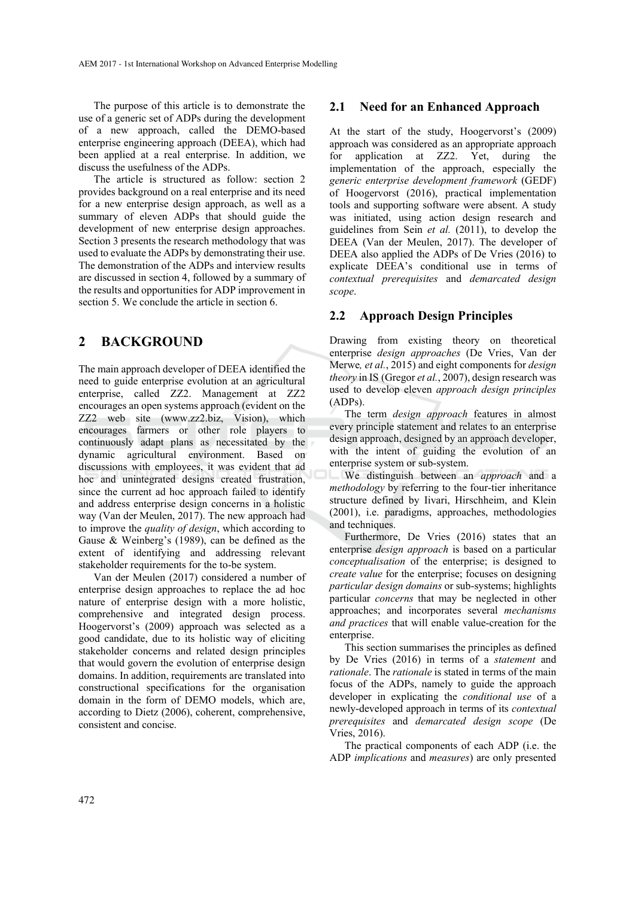The purpose of this article is to demonstrate the use of a generic set of ADPs during the development of a new approach, called the DEMO-based enterprise engineering approach (DEEA), which had been applied at a real enterprise. In addition, we discuss the usefulness of the ADPs.

The article is structured as follow: section 2 provides background on a real enterprise and its need for a new enterprise design approach, as well as a summary of eleven ADPs that should guide the development of new enterprise design approaches. Section 3 presents the research methodology that was used to evaluate the ADPs by demonstrating their use. The demonstration of the ADPs and interview results are discussed in section 4, followed by a summary of the results and opportunities for ADP improvement in section 5. We conclude the article in section 6.

## 2 BACKGROUND

The main approach developer of DEEA identified the need to guide enterprise evolution at an agricultural enterprise, called ZZ2. Management at ZZ2 encourages an open systems approach (evident on the ZZ2 web site (www.zz2.biz, Vision), which encourages farmers or other role players to continuously adapt plans as necessitated by the dynamic agricultural environment. Based on discussions with employees, it was evident that ad hoc and unintegrated designs created frustration, since the current ad hoc approach failed to identify and address enterprise design concerns in a holistic way (Van der Meulen, 2017). The new approach had to improve the *quality of design*, which according to Gause & Weinberg's (1989), can be defined as the extent of identifying and addressing relevant stakeholder requirements for the to-be system.

Van der Meulen (2017) considered a number of enterprise design approaches to replace the ad hoc nature of enterprise design with a more holistic, comprehensive and integrated design process. Hoogervorst's (2009) approach was selected as a good candidate, due to its holistic way of eliciting stakeholder concerns and related design principles that would govern the evolution of enterprise design domains. In addition, requirements are translated into constructional specifications for the organisation domain in the form of DEMO models, which are, according to Dietz (2006), coherent, comprehensive, consistent and concise.

### 2.1 Need for an Enhanced Approach

At the start of the study, Hoogervorst's (2009) approach was considered as an appropriate approach for application at ZZ2. Yet, during the implementation of the approach, especially the *generic enterprise development framework* (GEDF) of Hoogervorst (2016), practical implementation tools and supporting software were absent. A study was initiated, using action design research and guidelines from Sein *et al.* (2011), to develop the DEEA (Van der Meulen, 2017). The developer of DEEA also applied the ADPs of De Vries (2016) to explicate DEEA's conditional use in terms of *contextual prerequisites* and *demarcated design scope*.

### 2.2 Approach Design Principles

Drawing from existing theory on theoretical enterprise *design approaches* (De Vries, Van der Merwe*, et al.*, 2015) and eight components for *design theory* in IS (Gregor *et al.*, 2007), design research was used to develop eleven *approach design principles* (ADPs).

The term *design approach* features in almost every principle statement and relates to an enterprise design approach, designed by an approach developer, with the intent of guiding the evolution of an enterprise system or sub-system.

We distinguish between an *approach* and a *methodology* by referring to the four-tier inheritance structure defined by Iivari, Hirschheim, and Klein (2001), i.e. paradigms, approaches, methodologies and techniques.

Furthermore, De Vries (2016) states that an enterprise *design approach* is based on a particular *conceptualisation* of the enterprise; is designed to *create value* for the enterprise; focuses on designing *particular design domains* or sub-systems; highlights particular *concerns* that may be neglected in other approaches; and incorporates several *mechanisms and practices* that will enable value-creation for the enterprise.

This section summarises the principles as defined by De Vries (2016) in terms of a *statement* and *rationale*. The *rationale* is stated in terms of the main focus of the ADPs, namely to guide the approach developer in explicating the *conditional use* of a newly-developed approach in terms of its *contextual prerequisites* and *demarcated design scope* (De Vries, 2016).

The practical components of each ADP (i.e. the ADP *implications* and *measures*) are only presented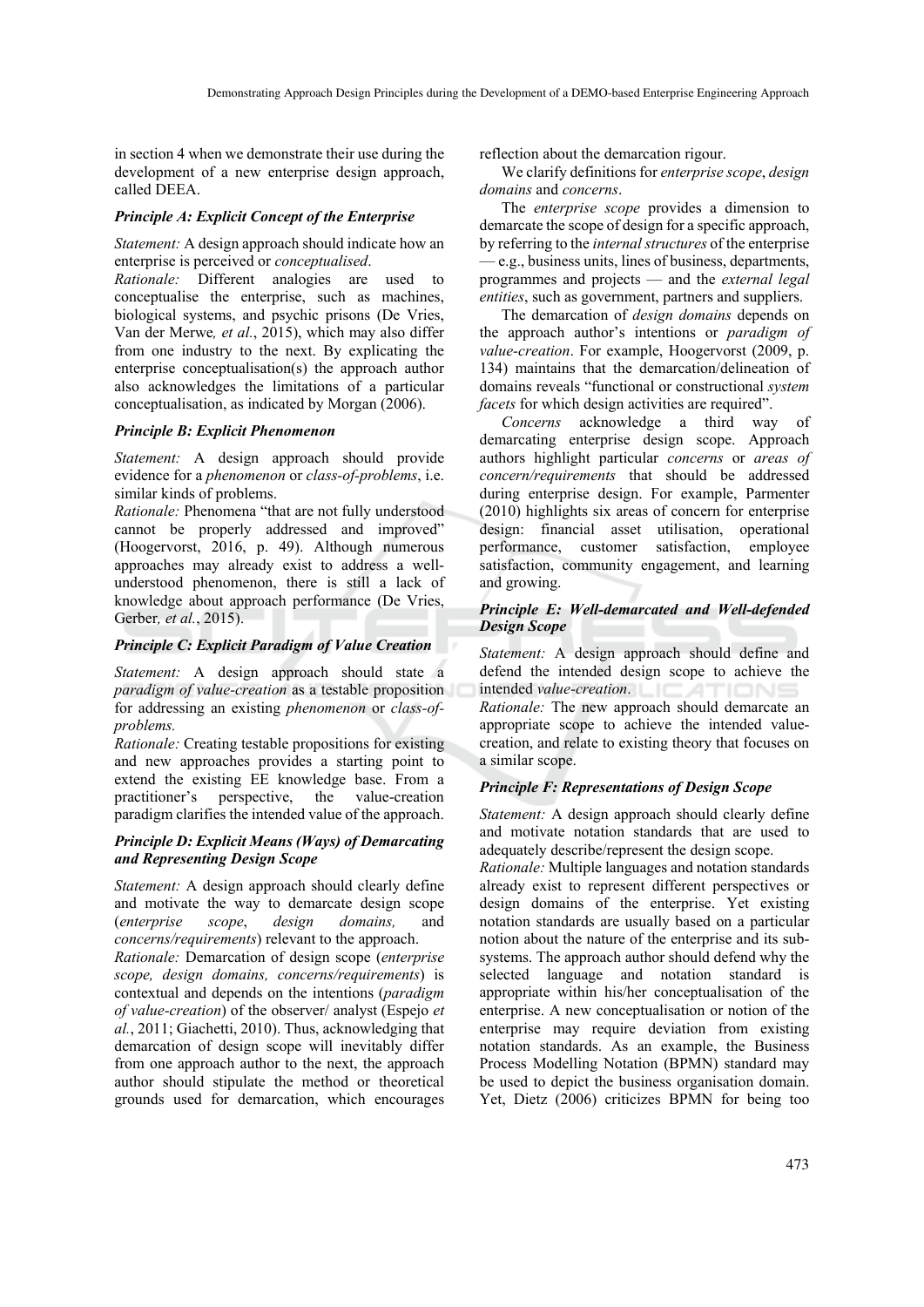in section 4 when we demonstrate their use during the development of a new enterprise design approach, called DEEA.

### *Principle A: Explicit Concept of the Enterprise*

*Statement:* A design approach should indicate how an enterprise is perceived or *conceptualised*.

*Rationale:* Different analogies are used to conceptualise the enterprise, such as machines, biological systems, and psychic prisons (De Vries, Van der Merwe*, et al.*, 2015), which may also differ from one industry to the next. By explicating the enterprise conceptualisation(s) the approach author also acknowledges the limitations of a particular conceptualisation, as indicated by Morgan (2006).

### *Principle B: Explicit Phenomenon*

*Statement:* A design approach should provide evidence for a *phenomenon* or *class-of-problems*, i.e. similar kinds of problems.

*Rationale:* Phenomena "that are not fully understood cannot be properly addressed and improved" (Hoogervorst, 2016, p. 49). Although numerous approaches may already exist to address a well-understood phenomenon, there is still a lack of knowledge about approach performance (De Vries, Gerber*, et al.*, 2015).

### *Principle C: Explicit Paradigm of Value Creation*

*Statement:* A design approach should state a *paradigm of value-creation* as a testable proposition for addressing an existing *phenomenon* or *class-of-problems.*

*Rationale:* Creating testable propositions for existing and new approaches provides a starting point to extend the existing EE knowledge base. From a practitioner's perspective, the value-creation paradigm clarifies the intended value of the approach.

### *Principle D: Explicit Means (Ways) of Demarcating and Representing Design Scope*

*Statement:* A design approach should clearly define and motivate the way to demarcate design scope (*enterprise scope*, *design domains,* and *concerns/requirements*) relevant to the approach.

*Rationale:* Demarcation of design scope (*enterprise scope, design domains, concerns/requirements*) is contextual and depends on the intentions (*paradigm of value-creation*) of the observer/ analyst (Espejo *et al.*, 2011; Giachetti, 2010). Thus, acknowledging that demarcation of design scope will inevitably differ from one approach author to the next, the approach author should stipulate the method or theoretical grounds used for demarcation, which encourages reflection about the demarcation rigour.

We clarify definitions for *enterprise scope*, *design domains* and *concerns*.

The *enterprise scope* provides a dimension to demarcate the scope of design for a specific approach, by referring to the *internal structures* of the enterprise — e.g., business units, lines of business, departments, programmes and projects — and the *external legal entities*, such as government, partners and suppliers.

The demarcation of *design domains* depends on the approach author's intentions or *paradigm of value-creation*. For example, Hoogervorst (2009, p. 134) maintains that the demarcation/delineation of domains reveals "functional or constructional *system facets* for which design activities are required".

*Concerns* acknowledge a third way of demarcating enterprise design scope. Approach authors highlight particular *concerns* or *areas of concern/requirements* that should be addressed during enterprise design. For example, Parmenter (2010) highlights six areas of concern for enterprise design: financial asset utilisation, operational performance, customer satisfaction, employee satisfaction, community engagement, and learning and growing.

### *Principle E: Well-demarcated and Well-defended Design Scope*

*Statement:* A design approach should define and defend the intended design scope to achieve the intended *value-creation*.

*Rationale:* The new approach should demarcate an appropriate scope to achieve the intended value-creation, and relate to existing theory that focuses on a similar scope.

### *Principle F: Representations of Design Scope*

*Statement:* A design approach should clearly define and motivate notation standards that are used to adequately describe/represent the design scope.

*Rationale:* Multiple languages and notation standards already exist to represent different perspectives or design domains of the enterprise. Yet existing notation standards are usually based on a particular notion about the nature of the enterprise and its sub-systems. The approach author should defend why the selected language and notation standard is appropriate within his/her conceptualisation of the enterprise. A new conceptualisation or notion of the enterprise may require deviation from existing notation standards. As an example, the Business Process Modelling Notation (BPMN) standard may be used to depict the business organisation domain. Yet, Dietz (2006) criticizes BPMN for being too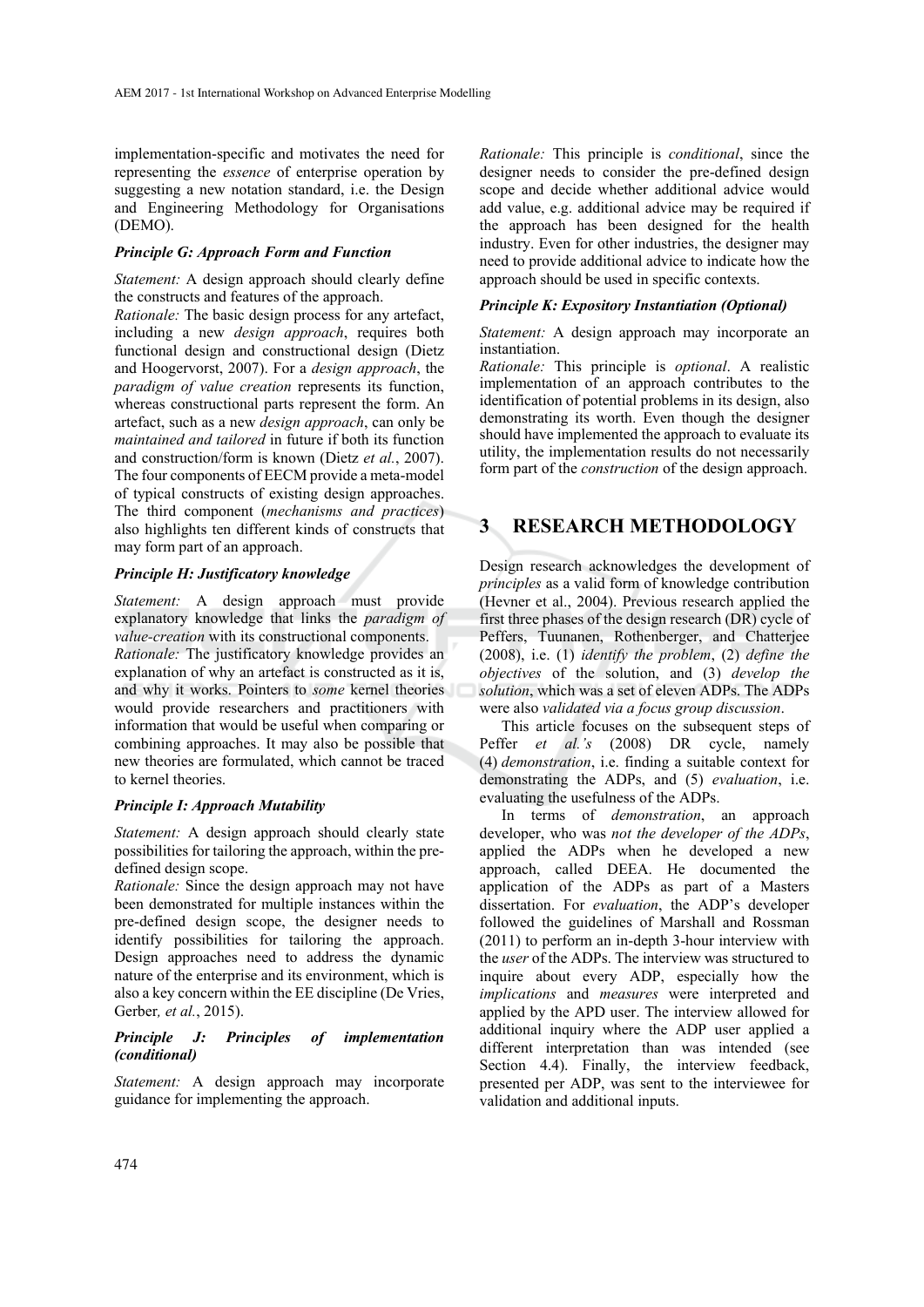implementation-specific and motivates the need for representing the *essence* of enterprise operation by suggesting a new notation standard, i.e. the Design and Engineering Methodology for Organisations (DEMO).

#### *Principle G: Approach Form and Function*

*Statement:* A design approach should clearly define the constructs and features of the approach.

*Rationale:* The basic design process for any artefact, including a new *design approach*, requires both functional design and constructional design (Dietz and Hoogervorst, 2007). For a *design approach*, the *paradigm of value creation* represents its function, whereas constructional parts represent the form. An artefact, such as a new *design approach*, can only be *maintained and tailored* in future if both its function and construction/form is known (Dietz *et al.*, 2007). The four components of EECM provide a meta-model of typical constructs of existing design approaches. The third component (*mechanisms and practices*) also highlights ten different kinds of constructs that may form part of an approach.

#### *Principle H: Justificatory knowledge*

*Statement:* A design approach must provide explanatory knowledge that links the *paradigm of value-creation* with its constructional components.

*Rationale:* The justificatory knowledge provides an explanation of why an artefact is constructed as it is, and why it works. Pointers to *some* kernel theories would provide researchers and practitioners with information that would be useful when comparing or combining approaches. It may also be possible that new theories are formulated, which cannot be traced to kernel theories.

#### *Principle I: Approach Mutability*

*Statement:* A design approach should clearly state possibilities for tailoring the approach, within the pre-defined design scope.

*Rationale:* Since the design approach may not have been demonstrated for multiple instances within the pre-defined design scope, the designer needs to identify possibilities for tailoring the approach. Design approaches need to address the dynamic nature of the enterprise and its environment, which is also a key concern within the EE discipline (De Vries, Gerber*, et al.*, 2015).

#### *Principle J: Principles of implementation (conditional)*

*Statement:* A design approach may incorporate guidance for implementing the approach.

*Rationale:* This principle is *conditional*, since the designer needs to consider the pre-defined design scope and decide whether additional advice would add value, e.g. additional advice may be required if the approach has been designed for the health industry. Even for other industries, the designer may need to provide additional advice to indicate how the approach should be used in specific contexts.

#### *Principle K: Expository Instantiation (Optional)*

*Statement:* A design approach may incorporate an instantiation.

*Rationale:* This principle is *optional*. A realistic implementation of an approach contributes to the identification of potential problems in its design, also demonstrating its worth. Even though the designer should have implemented the approach to evaluate its utility, the implementation results do not necessarily form part of the *construction* of the design approach.

## 3 RESEARCH METHODOLOGY

Design research acknowledges the development of *principles* as a valid form of knowledge contribution (Hevner et al., 2004). Previous research applied the first three phases of the design research (DR) cycle of Peffers, Tuunanen, Rothenberger, and Chatterjee (2008), i.e. (1) *identify the problem*, (2) *define the objectives* of the solution, and (3) *develop the solution*, which was a set of eleven ADPs. The ADPs were also *validated via a focus group discussion*.

This article focuses on the subsequent steps of Peffer *et al.'s* (2008) DR cycle, namely (4) *demonstration*, i.e. finding a suitable context for demonstrating the ADPs, and (5) *evaluation*, i.e. evaluating the usefulness of the ADPs.

In terms of *demonstration*, an approach developer, who was *not the developer of the ADPs*, applied the ADPs when he developed a new approach, called DEEA. He documented the application of the ADPs as part of a Masters dissertation. For *evaluation*, the ADP's developer followed the guidelines of Marshall and Rossman (2011) to perform an in-depth 3-hour interview with the *user* of the ADPs. The interview was structured to inquire about every ADP, especially how the *implications* and *measures* were interpreted and applied by the APD user. The interview allowed for additional inquiry where the ADP user applied a different interpretation than was intended (see Section 4.4). Finally, the interview feedback, presented per ADP, was sent to the interviewee for validation and additional inputs.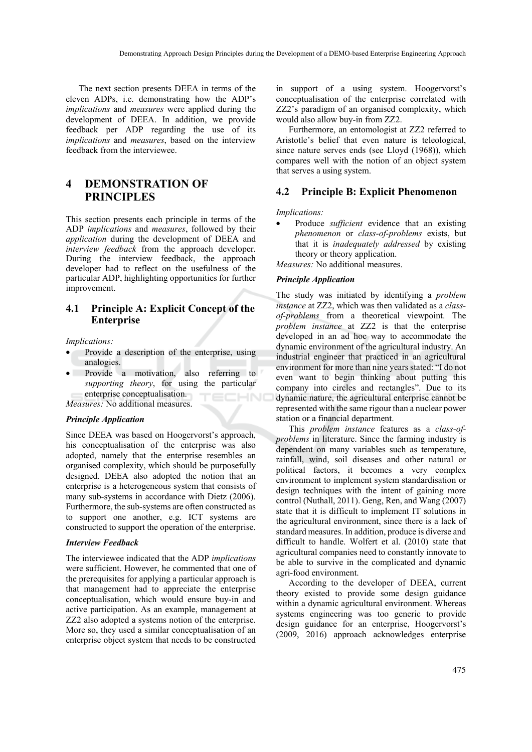The next section presents DEEA in terms of the eleven ADPs, i.e. demonstrating how the ADP's *implications* and *measures* were applied during the development of DEEA. In addition, we provide feedback per ADP regarding the use of its *implications* and *measures*, based on the interview feedback from the interviewee.

# 4 DEMONSTRATION OF PRINCIPLES

This section presents each principle in terms of the ADP *implications* and *measures*, followed by their *application* during the development of DEEA and *interview feedback* from the approach developer. During the interview feedback, the approach developer had to reflect on the usefulness of the particular ADP, highlighting opportunities for further improvement.

## 4.1 Principle A: Explicit Concept of the Enterprise

*Implications:*

- Provide a description of the enterprise, using analogies.
- Provide a motivation, also referring to *supporting theory*, for using the particular enterprise conceptualisation.

*Measures:* No additional measures.

***Principle Application***

Since DEEA was based on Hoogervorst's approach, his conceptualisation of the enterprise was also adopted, namely that the enterprise resembles an organised complexity, which should be purposefully designed. DEEA also adopted the notion that an enterprise is a heterogeneous system that consists of many sub-systems in accordance with Dietz (2006). Furthermore, the sub-systems are often constructed as to support one another, e.g. ICT systems are constructed to support the operation of the enterprise.

***Interview Feedback***

The interviewee indicated that the ADP *implications* were sufficient. However, he commented that one of the prerequisites for applying a particular approach is that management had to appreciate the enterprise conceptualisation, which would ensure buy-in and active participation. As an example, management at ZZ2 also adopted a systems notion of the enterprise. More so, they used a similar conceptualisation of an enterprise object system that needs to be constructed in support of a using system. Hoogervorst's conceptualisation of the enterprise correlated with ZZ2's paradigm of an organised complexity, which would also allow buy-in from ZZ2.

Furthermore, an entomologist at ZZ2 referred to Aristotle's belief that even nature is teleological, since nature serves ends (see Lloyd (1968)), which compares well with the notion of an object system that serves a using system.

## 4.2 Principle B: Explicit Phenomenon

*Implications:*

- Produce *sufficient* evidence that an existing *phenomenon* or *class-of-problems* exists, but that it is *inadequately addressed* by existing theory or theory application.

*Measures:* No additional measures.

***Principle Application***

The study was initiated by identifying a *problem instance* at ZZ2, which was then validated as a *class-of-problems* from a theoretical viewpoint. The *problem instance* at ZZ2 is that the enterprise developed in an ad hoc way to accommodate the dynamic environment of the agricultural industry. An industrial engineer that practiced in an agricultural environment for more than nine years stated: "I do not even want to begin thinking about putting this company into circles and rectangles". Due to its dynamic nature, the agricultural enterprise cannot be represented with the same rigour than a nuclear power station or a financial department.

This *problem instance* features as a *class-of-problems* in literature. Since the farming industry is dependent on many variables such as temperature, rainfall, wind, soil diseases and other natural or political factors, it becomes a very complex environment to implement system standardisation or design techniques with the intent of gaining more control (Nuthall, 2011). Geng, Ren, and Wang (2007) state that it is difficult to implement IT solutions in the agricultural environment, since there is a lack of standard measures. In addition, produce is diverse and difficult to handle. Wolfert et al. (2010) state that agricultural companies need to constantly innovate to be able to survive in the complicated and dynamic agri-food environment.

According to the developer of DEEA, current theory existed to provide some design guidance within a dynamic agricultural environment. Whereas systems engineering was too generic to provide design guidance for an enterprise, Hoogervorst's (2009, 2016) approach acknowledges enterprise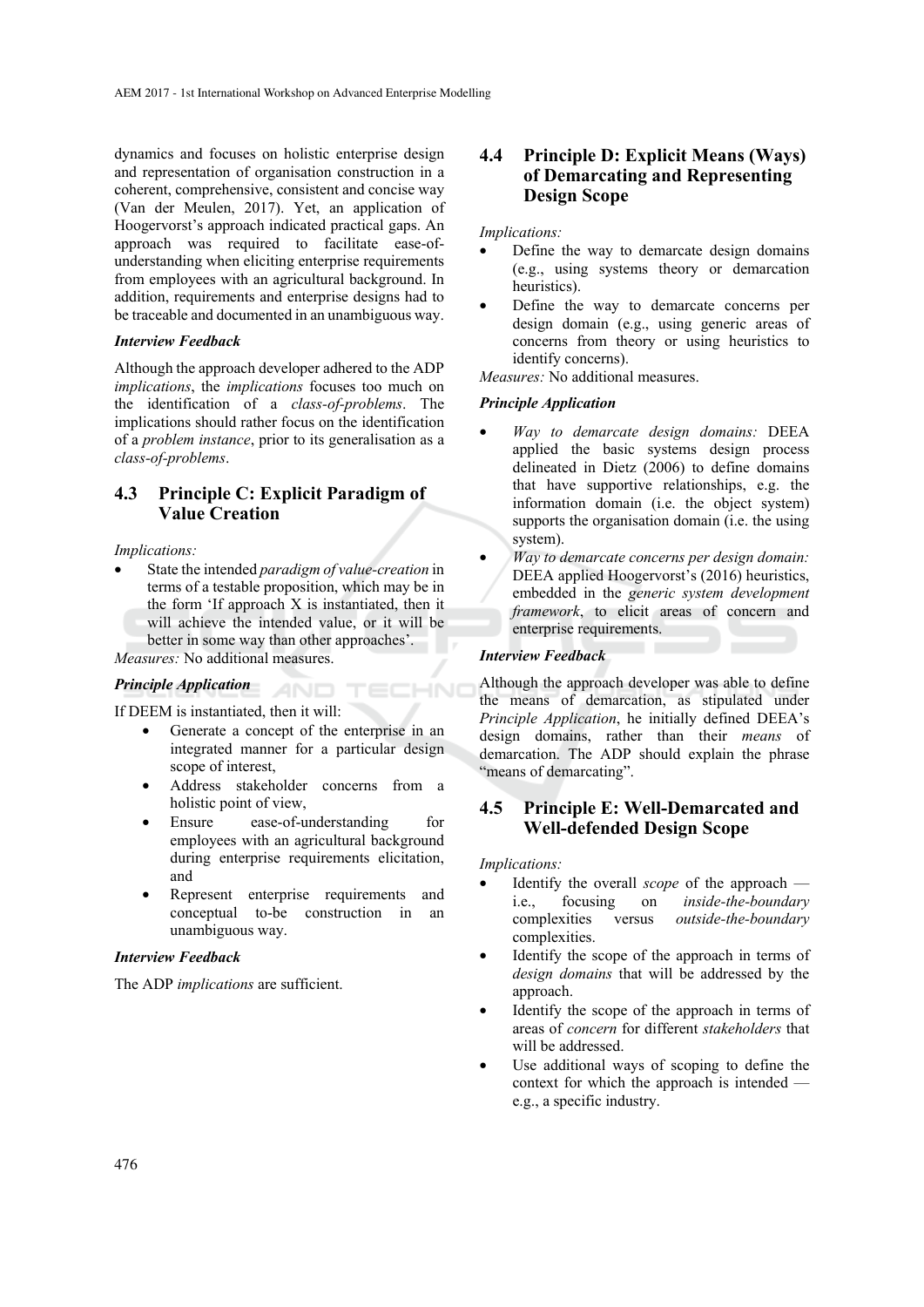dynamics and focuses on holistic enterprise design and representation of organisation construction in a coherent, comprehensive, consistent and concise way (Van der Meulen, 2017). Yet, an application of Hoogervorst's approach indicated practical gaps. An approach was required to facilitate ease-of-understanding when eliciting enterprise requirements from employees with an agricultural background. In addition, requirements and enterprise designs had to be traceable and documented in an unambiguous way.

***Interview Feedback***

Although the approach developer adhered to the ADP *implications*, the *implications* focuses too much on the identification of a *class-of-problems*. The implications should rather focus on the identification of a *problem instance*, prior to its generalisation as a *class-of-problems*.

### 4.3 Principle C: Explicit Paradigm of Value Creation

*Implications:*

- State the intended *paradigm of value-creation* in terms of a testable proposition, which may be in the form 'If approach X is instantiated, then it will achieve the intended value, or it will be better in some way than other approaches'.

*Measures:* No additional measures.

***Principle Application***

If DEEM is instantiated, then it will:

- Generate a concept of the enterprise in an integrated manner for a particular design scope of interest,
- Address stakeholder concerns from a holistic point of view,
- Ensure ease-of-understanding for employees with an agricultural background during enterprise requirements elicitation, and
- Represent enterprise requirements and conceptual to-be construction in an unambiguous way.

***Interview Feedback***

The ADP *implications* are sufficient.

### 4.4 Principle D: Explicit Means (Ways) of Demarcating and Representing Design Scope

*Implications:*

- Define the way to demarcate design domains (e.g., using systems theory or demarcation heuristics).
- Define the way to demarcate concerns per design domain (e.g., using generic areas of concerns from theory or using heuristics to identify concerns).

*Measures:* No additional measures.

***Principle Application***

- *Way to demarcate design domains:* DEEA applied the basic systems design process delineated in Dietz (2006) to define domains that have supportive relationships, e.g. the information domain (i.e. the object system) supports the organisation domain (i.e. the using system).
- *Way to demarcate concerns per design domain:* DEEA applied Hoogervorst's (2016) heuristics, embedded in the *generic system development framework*, to elicit areas of concern and enterprise requirements.

***Interview Feedback***

Although the approach developer was able to define the means of demarcation, as stipulated under *Principle Application*, he initially defined DEEA's design domains, rather than their *means* of demarcation. The ADP should explain the phrase "means of demarcating".

### 4.5 Principle E: Well-Demarcated and Well-defended Design Scope

*Implications:*

- Identify the overall *scope* of the approach — i.e., focusing on *inside-the-boundary* complexities versus *outside-the-boundary* complexities.
- Identify the scope of the approach in terms of *design domains* that will be addressed by the approach.
- Identify the scope of the approach in terms of areas of *concern* for different *stakeholders* that will be addressed.
- Use additional ways of scoping to define the context for which the approach is intended — e.g., a specific industry.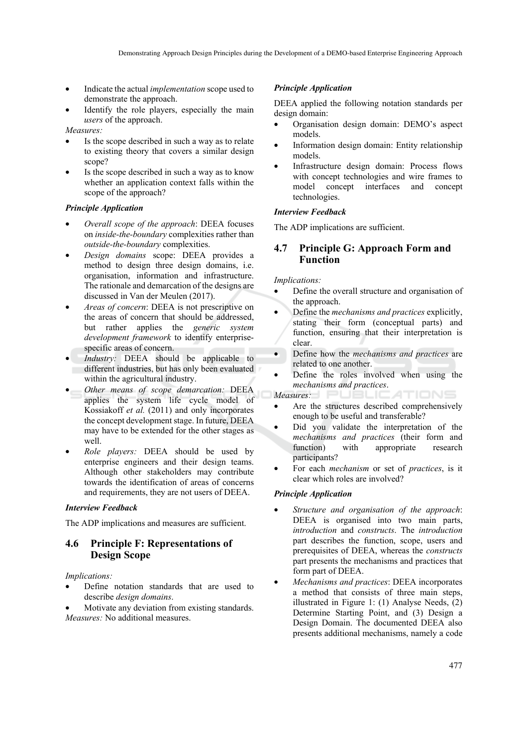- Indicate the actual *implementation* scope used to demonstrate the approach.
- Identify the role players, especially the main *users* of the approach.

*Measures:*

- Is the scope described in such a way as to relate to existing theory that covers a similar design scope?
- Is the scope described in such a way as to know whether an application context falls within the scope of the approach?

***Principle Application***

- *Overall scope of the approach*: DEEA focuses on *inside-the-boundary* complexities rather than *outside-the-boundary* complexities.
- *Design domains* scope: DEEA provides a method to design three design domains, i.e. organisation, information and infrastructure. The rationale and demarcation of the designs are discussed in Van der Meulen (2017).
- *Areas of concern*: DEEA is not prescriptive on the areas of concern that should be addressed, but rather applies the *generic system development framework* to identify enterprise-specific areas of concern.
- *Industry:* DEEA should be applicable to different industries, but has only been evaluated within the agricultural industry.
- *Other means of scope demarcation:* DEEA applies the system life cycle model of Kossiakoff *et al.* (2011) and only incorporates the concept development stage. In future, DEEA may have to be extended for the other stages as well.
- *Role players:* DEEA should be used by enterprise engineers and their design teams. Although other stakeholders may contribute towards the identification of areas of concerns and requirements, they are not users of DEEA.

***Interview Feedback***

The ADP implications and measures are sufficient.

### 4.6 Principle F: Representations of Design Scope

*Implications:*

- Define notation standards that are used to describe *design domains*.
- Motivate any deviation from existing standards.

*Measures:* No additional measures.

***Principle Application***

DEEA applied the following notation standards per design domain:

- Organisation design domain: DEMO's aspect models.
- Information design domain: Entity relationship models.
- Infrastructure design domain: Process flows with concept technologies and wire frames to model concept interfaces and concept technologies.

***Interview Feedback***

The ADP implications are sufficient.

### 4.7 Principle G: Approach Form and Function

*Implications:*

- Define the overall structure and organisation of the approach.
- Define the *mechanisms and practices* explicitly, stating their form (conceptual parts) and function, ensuring that their interpretation is clear.
- Define how the *mechanisms and practices* are related to one another.
- Define the roles involved when using the *mechanisms and practices*.

*Measures:*

- Are the structures described comprehensively enough to be useful and transferable?
- Did you validate the interpretation of the *mechanisms and practices* (their form and function) with appropriate research participants?
- For each *mechanism* or set of *practices*, is it clear which roles are involved?

***Principle Application***

- *Structure and organisation of the approach*: DEEA is organised into two main parts, *introduction* and *constructs*. The *introduction* part describes the function, scope, users and prerequisites of DEEA, whereas the *constructs* part presents the mechanisms and practices that form part of DEEA.
- *Mechanisms and practices*: DEEA incorporates a method that consists of three main steps, illustrated in Figure 1: (1) Analyse Needs, (2) Determine Starting Point, and (3) Design a Design Domain. The documented DEEA also presents additional mechanisms, namely a code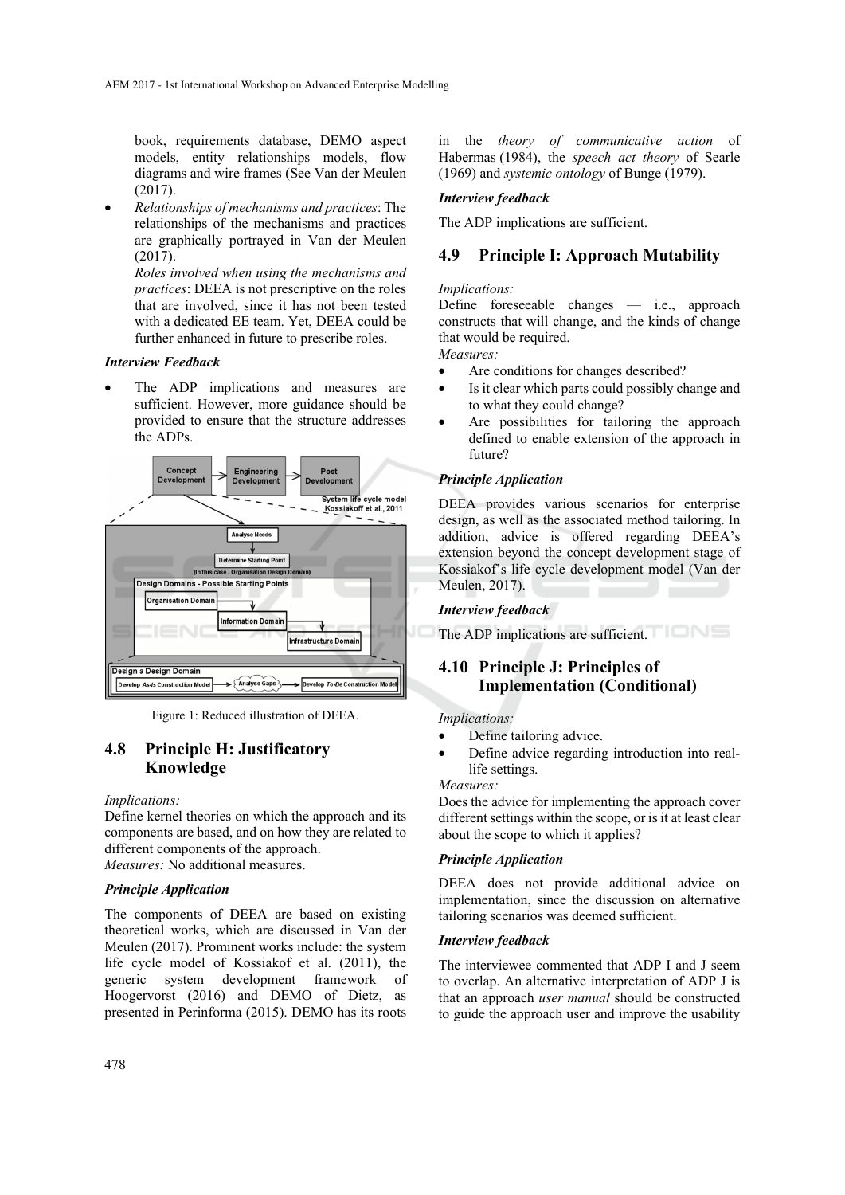book, requirements database, DEMO aspect models, entity relationships models, flow diagrams and wire frames (See Van der Meulen (2017).

- *Relationships of mechanisms and practices*: The relationships of the mechanisms and practices are graphically portrayed in Van der Meulen (2017).

  *Roles involved when using the mechanisms and practices*: DEEA is not prescriptive on the roles that are involved, since it has not been tested with a dedicated EE team. Yet, DEEA could be further enhanced in future to prescribe roles.

***Interview Feedback***

- The ADP implications and measures are sufficient. However, more guidance should be provided to ensure that the structure addresses the ADPs.

Figure 1: Reduced illustration of DEEA.

## 4.8 Principle H: Justificatory Knowledge

*Implications:*
Define kernel theories on which the approach and its components are based, and on how they are related to different components of the approach.
*Measures:* No additional measures.

***Principle Application***

The components of DEEA are based on existing theoretical works, which are discussed in Van der Meulen (2017). Prominent works include: the system life cycle model of Kossiakof et al. (2011), the generic system development framework of Hoogervorst (2016) and DEMO of Dietz, as presented in Perinforma (2015). DEMO has its roots in the *theory of communicative action* of Habermas (1984), the *speech act theory* of Searle (1969) and *systemic ontology* of Bunge (1979).

***Interview feedback***

The ADP implications are sufficient.

## 4.9 Principle I: Approach Mutability

*Implications:*
Define foreseeable changes — i.e., approach constructs that will change, and the kinds of change that would be required.
*Measures:*

- Are conditions for changes described?
- Is it clear which parts could possibly change and to what they could change?
- Are possibilities for tailoring the approach defined to enable extension of the approach in future?

***Principle Application***

DEEA provides various scenarios for enterprise design, as well as the associated method tailoring. In addition, advice is offered regarding DEEA's extension beyond the concept development stage of Kossiakof's life cycle development model (Van der Meulen, 2017).

***Interview feedback***

The ADP implications are sufficient.

## 4.10 Principle J: Principles of Implementation (Conditional)

*Implications:*

- Define tailoring advice.
- Define advice regarding introduction into real-life settings.

*Measures:*
Does the advice for implementing the approach cover different settings within the scope, or is it at least clear about the scope to which it applies?

***Principle Application***

DEEA does not provide additional advice on implementation, since the discussion on alternative tailoring scenarios was deemed sufficient.

***Interview feedback***

The interviewee commented that ADP I and J seem to overlap. An alternative interpretation of ADP J is that an approach *user manual* should be constructed to guide the approach user and improve the usability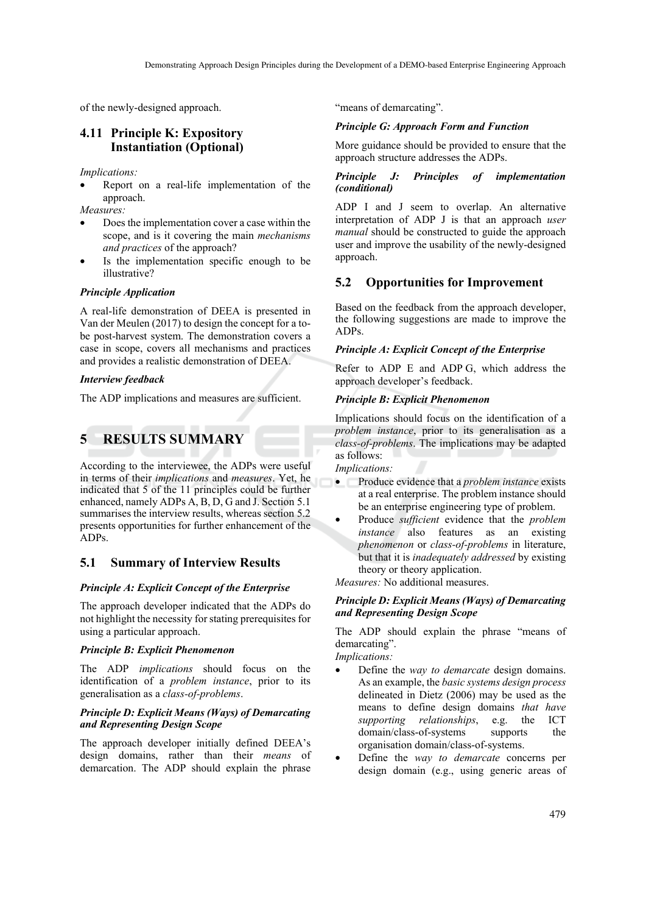of the newly-designed approach.

### 4.11 Principle K: Expository Instantiation (Optional)

*Implications:*

- Report on a real-life implementation of the approach.

*Measures:*

- Does the implementation cover a case within the scope, and is it covering the main *mechanisms and practices* of the approach?
- Is the implementation specific enough to be illustrative?

***Principle Application***

A real-life demonstration of DEEA is presented in Van der Meulen (2017) to design the concept for a to-be post-harvest system. The demonstration covers a case in scope, covers all mechanisms and practices and provides a realistic demonstration of DEEA.

***Interview feedback***

The ADP implications and measures are sufficient.

## 5 RESULTS SUMMARY

According to the interviewee, the ADPs were useful in terms of their *implications* and *measures*. Yet, he indicated that 5 of the 11 principles could be further enhanced, namely ADPs A, B, D, G and J. Section 5.1 summarises the interview results, whereas section 5.2 presents opportunities for further enhancement of the ADPs.

### 5.1 Summary of Interview Results

***Principle A: Explicit Concept of the Enterprise***

The approach developer indicated that the ADPs do not highlight the necessity for stating prerequisites for using a particular approach.

***Principle B: Explicit Phenomenon***

The ADP *implications* should focus on the identification of a *problem instance*, prior to its generalisation as a *class-of-problems*.

***Principle D: Explicit Means (Ways) of Demarcating and Representing Design Scope***

The approach developer initially defined DEEA's design domains, rather than their *means* of demarcation. The ADP should explain the phrase "means of demarcating".

***Principle G: Approach Form and Function***

More guidance should be provided to ensure that the approach structure addresses the ADPs.

***Principle J: Principles of implementation (conditional)***

ADP I and J seem to overlap. An alternative interpretation of ADP J is that an approach *user manual* should be constructed to guide the approach user and improve the usability of the newly-designed approach.

### 5.2 Opportunities for Improvement

Based on the feedback from the approach developer, the following suggestions are made to improve the ADPs.

***Principle A: Explicit Concept of the Enterprise***

Refer to ADP E and ADP G, which address the approach developer's feedback.

***Principle B: Explicit Phenomenon***

Implications should focus on the identification of a *problem instance*, prior to its generalisation as a *class-of-problems*. The implications may be adapted as follows:

*Implications:*

- Produce evidence that a *problem instance* exists at a real enterprise. The problem instance should be an enterprise engineering type of problem.
- Produce *sufficient* evidence that the *problem instance* also features as an existing *phenomenon* or *class-of-problems* in literature, but that it is *inadequately addressed* by existing theory or theory application.

*Measures:* No additional measures.

***Principle D: Explicit Means (Ways) of Demarcating and Representing Design Scope***

The ADP should explain the phrase "means of demarcating".

*Implications:*

- Define the *way to demarcate* design domains. As an example, the *basic systems design process* delineated in Dietz (2006) may be used as the means to define design domains *that have supporting relationships*, e.g. the ICT domain/class-of-systems supports the organisation domain/class-of-systems.
- Define the *way to demarcate* concerns per design domain (e.g., using generic areas of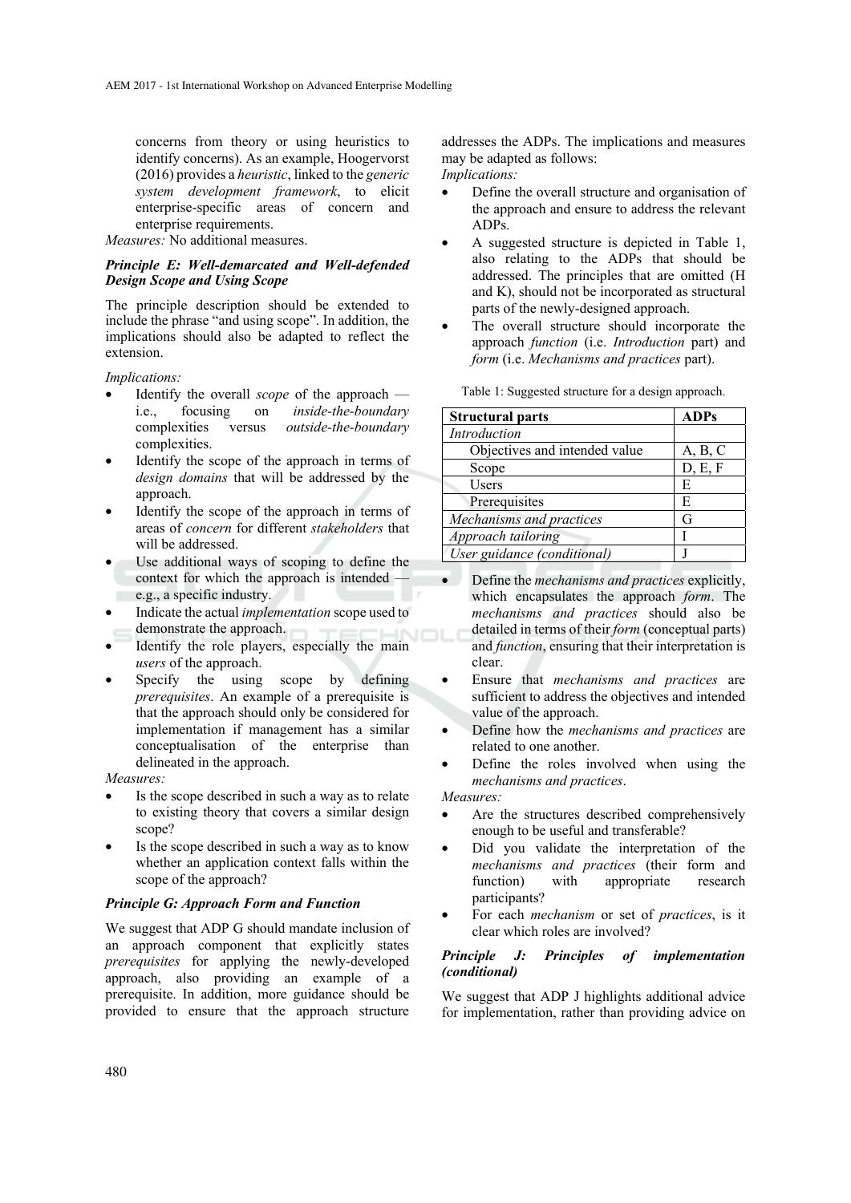concerns from theory or using heuristics to identify concerns). As an example, Hoogervorst (2016) provides a *heuristic*, linked to the *generic system development framework*, to elicit enterprise-specific areas of concern and enterprise requirements.

*Measures:* No additional measures.

***Principle E: Well-demarcated and Well-defended Design Scope and Using Scope***

The principle description should be extended to include the phrase "and using scope". In addition, the implications should also be adapted to reflect the extension.

*Implications:*

- Identify the overall *scope* of the approach — i.e., focusing on *inside-the-boundary* complexities versus *outside-the-boundary* complexities.
- Identify the scope of the approach in terms of *design domains* that will be addressed by the approach.
- Identify the scope of the approach in terms of areas of *concern* for different *stakeholders* that will be addressed.
- Use additional ways of scoping to define the context for which the approach is intended — e.g., a specific industry.
- Indicate the actual *implementation* scope used to demonstrate the approach.
- Identify the role players, especially the main *users* of the approach.
- Specify the using scope by defining *prerequisites*. An example of a prerequisite is that the approach should only be considered for implementation if management has a similar conceptualisation of the enterprise than delineated in the approach.

*Measures:*

- Is the scope described in such a way as to relate to existing theory that covers a similar design scope?
- Is the scope described in such a way as to know whether an application context falls within the scope of the approach?

***Principle G: Approach Form and Function***

We suggest that ADP G should mandate inclusion of an approach component that explicitly states *prerequisites* for applying the newly-developed approach, also providing an example of a prerequisite. In addition, more guidance should be provided to ensure that the approach structure addresses the ADPs. The implications and measures may be adapted as follows:

*Implications:*

- Define the overall structure and organisation of the approach and ensure to address the relevant ADPs.
- A suggested structure is depicted in Table 1, also relating to the ADPs that should be addressed. The principles that are omitted (H and K), should not be incorporated as structural parts of the newly-designed approach.
- The overall structure should incorporate the approach *function* (i.e. *Introduction* part) and *form* (i.e. *Mechanisms and practices* part).

Table 1: Suggested structure for a design approach.

| Structural parts | ADPs |
|---|---|
| *Introduction* | |
| Objectives and intended value | A, B, C |
| Scope | D, E, F |
| Users | E |
| Prerequisites | E |
| *Mechanisms and practices* | G |
| *Approach tailoring* | I |
| *User guidance (conditional)* | J |

- Define the *mechanisms and practices* explicitly, which encapsulates the approach *form*. The *mechanisms and practices* should also be detailed in terms of their *form* (conceptual parts) and *function*, ensuring that their interpretation is clear.
- Ensure that *mechanisms and practices* are sufficient to address the objectives and intended value of the approach.
- Define how the *mechanisms and practices* are related to one another.
- Define the roles involved when using the *mechanisms and practices*.

*Measures:*

- Are the structures described comprehensively enough to be useful and transferable?
- Did you validate the interpretation of the *mechanisms and practices* (their form and function) with appropriate research participants?
- For each *mechanism* or set of *practices*, is it clear which roles are involved?

***Principle J: Principles of implementation (conditional)***

We suggest that ADP J highlights additional advice for implementation, rather than providing advice on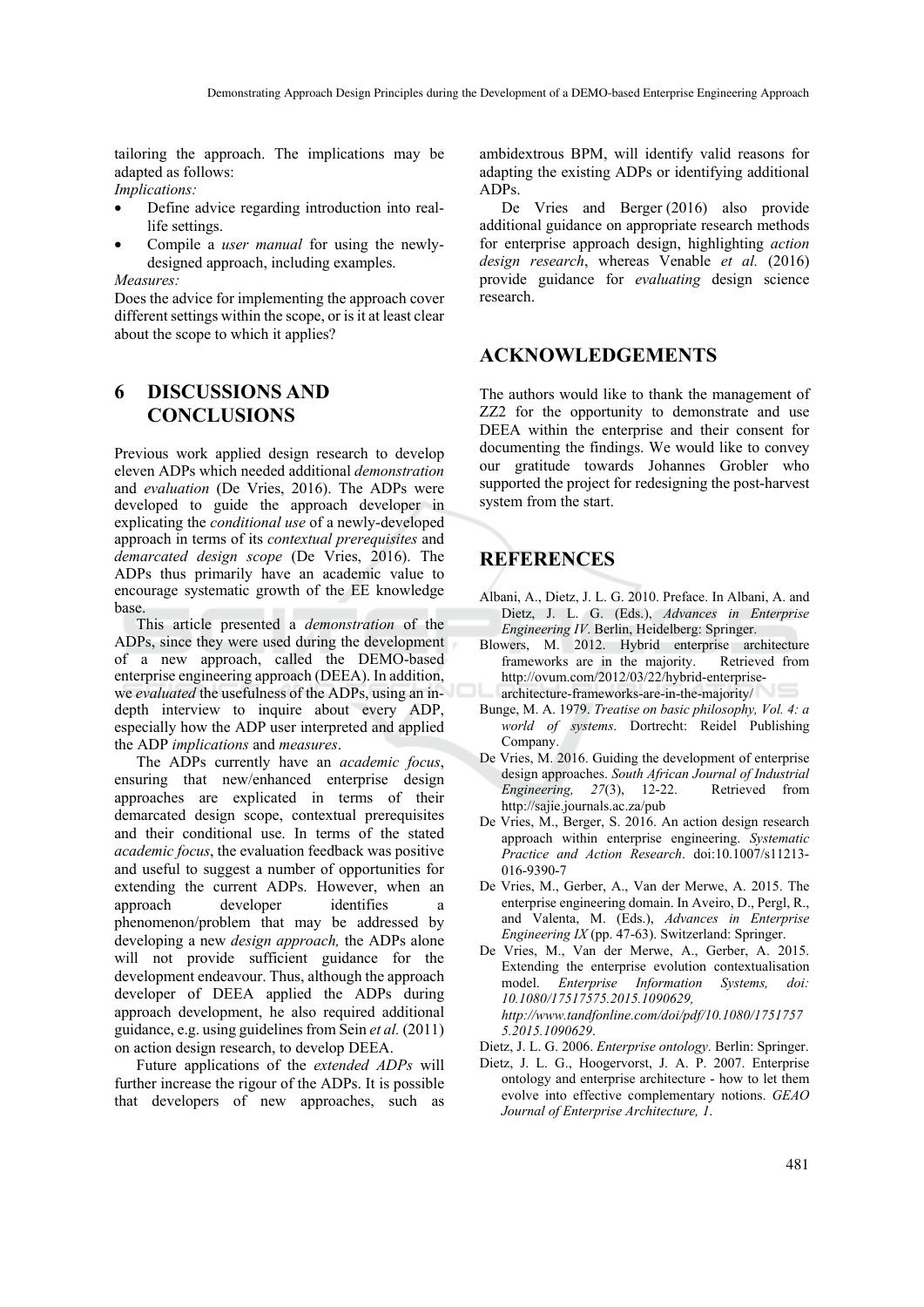tailoring the approach. The implications may be adapted as follows:

*Implications:*

- Define advice regarding introduction into real-life settings.
- Compile a *user manual* for using the newly-designed approach, including examples.

*Measures:*

Does the advice for implementing the approach cover different settings within the scope, or is it at least clear about the scope to which it applies?

## 6 DISCUSSIONS AND CONCLUSIONS

Previous work applied design research to develop eleven ADPs which needed additional *demonstration* and *evaluation* (De Vries, 2016). The ADPs were developed to guide the approach developer in explicating the *conditional use* of a newly-developed approach in terms of its *contextual prerequisites* and *demarcated design scope* (De Vries, 2016). The ADPs thus primarily have an academic value to encourage systematic growth of the EE knowledge base.

This article presented a *demonstration* of the ADPs, since they were used during the development of a new approach, called the DEMO-based enterprise engineering approach (DEEA). In addition, we *evaluated* the usefulness of the ADPs, using an in-depth interview to inquire about every ADP, especially how the ADP user interpreted and applied the ADP *implications* and *measures*.

The ADPs currently have an *academic focus*, ensuring that new/enhanced enterprise design approaches are explicated in terms of their demarcated design scope, contextual prerequisites and their conditional use. In terms of the stated *academic focus*, the evaluation feedback was positive and useful to suggest a number of opportunities for extending the current ADPs. However, when an approach developer identifies a phenomenon/problem that may be addressed by developing a new *design approach,* the ADPs alone will not provide sufficient guidance for the development endeavour. Thus, although the approach developer of DEEA applied the ADPs during approach development, he also required additional guidance, e.g. using guidelines from Sein *et al.* (2011) on action design research, to develop DEEA.

Future applications of the *extended ADPs* will further increase the rigour of the ADPs. It is possible that developers of new approaches, such as ambidextrous BPM, will identify valid reasons for adapting the existing ADPs or identifying additional ADPs.

De Vries and Berger (2016) also provide additional guidance on appropriate research methods for enterprise approach design, highlighting *action design research*, whereas Venable *et al.* (2016) provide guidance for *evaluating* design science research.

## ACKNOWLEDGEMENTS

The authors would like to thank the management of ZZ2 for the opportunity to demonstrate and use DEEA within the enterprise and their consent for documenting the findings. We would like to convey our gratitude towards Johannes Grobler who supported the project for redesigning the post-harvest system from the start.

## REFERENCES

Albani, A., Dietz, J. L. G. 2010. Preface. In Albani, A. and Dietz, J. L. G. (Eds.), *Advances in Enterprise Engineering IV*. Berlin, Heidelberg: Springer.

Blowers, M. 2012. Hybrid enterprise architecture frameworks are in the majority. Retrieved from http://ovum.com/2012/03/22/hybrid-enterprise-architecture-frameworks-are-in-the-majority/

Bunge, M. A. 1979. *Treatise on basic philosophy, Vol. 4: a world of systems*. Dortrecht: Reidel Publishing Company.

De Vries, M. 2016. Guiding the development of enterprise design approaches. *South African Journal of Industrial Engineering, 27*(3), 12-22. Retrieved from http://sajie.journals.ac.za/pub

De Vries, M., Berger, S. 2016. An action design research approach within enterprise engineering. *Systematic Practice and Action Research*. doi:10.1007/s11213-016-9390-7

De Vries, M., Gerber, A., Van der Merwe, A. 2015. The enterprise engineering domain. In Aveiro, D., Pergl, R., and Valenta, M. (Eds.), *Advances in Enterprise Engineering IX* (pp. 47-63). Switzerland: Springer.

De Vries, M., Van der Merwe, A., Gerber, A. 2015. Extending the enterprise evolution contextualisation model. *Enterprise Information Systems, doi: 10.1080/17517575.2015.1090629, http://www.tandfonline.com/doi/pdf/10.1080/17517575.2015.1090629*.

Dietz, J. L. G. 2006. *Enterprise ontology*. Berlin: Springer.

Dietz, J. L. G., Hoogervorst, J. A. P. 2007. Enterprise ontology and enterprise architecture - how to let them evolve into effective complementary notions. *GEAO Journal of Enterprise Architecture, 1*.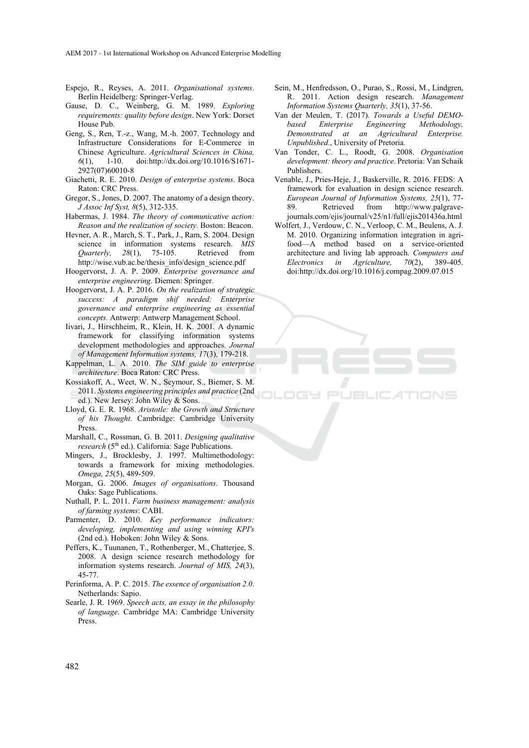Espejo, R., Reyses, A. 2011. *Organisational systems*. Berlin Heidelberg: Springer-Verlag.

Gause, D. C., Weinberg, G. M. 1989. *Exploring requirements: quality before design*. New York: Dorset House Pub.

Geng, S., Ren, T.-z., Wang, M.-h. 2007. Technology and Infrastructure Considerations for E-Commerce in Chinese Agriculture. *Agricultural Sciences in China, 6*(1), 1-10. doi:http://dx.doi.org/10.1016/S1671-2927(07)60010-8

Giachetti, R. E. 2010. *Design of enterprise systems*. Boca Raton: CRC Press.

Gregor, S., Jones, D. 2007. The anatomy of a design theory. *J Assoc Inf Syst, 8*(5), 312-335.

Habermas, J. 1984. *The theory of communicative action: Reason and the realization of society.* Boston: Beacon.

Hevner, A. R., March, S. T., Park, J., Ram, S. 2004. Design science in information systems research. *MIS Quarterly, 28*(1), 75-105. Retrieved from http://wise.vub.ac.be/thesis_info/design_science.pdf

Hoogervorst, J. A. P. 2009. *Enterprise governance and enterprise engineering*. Diemen: Springer.

Hoogervorst, J. A. P. 2016. *On the realization of strategic success: A paradigm shif needed: Enterprise governance and enterprise engineering as essential concepts*. Antwerp: Antwerp Management School.

Iivari, J., Hirschheim, R., Klein, H. K. 2001. A dynamic framework for classifying information systems development methodologies and approaches. *Journal of Management Information systems, 17*(3), 179-218.

Kappelman, L. A. 2010. *The SIM guide to enterprise architecture*. Boca Raton: CRC Press.

Kossiakoff, A., Weet, W. N., Seymour, S., Biemer, S. M. 2011. *Systems engineering principles and practice* (2nd ed.). New Jersey: John Wiley & Sons.

Lloyd, G. E. R. 1968. *Aristotle: the Growth and Structure of his Thought*. Cambridge: Cambridge University Press.

Marshall, C., Rossman, G. B. 2011. *Designing qualitative research* (5th ed.). California: Sage Publications.

Mingers, J., Brocklesby, J. 1997. Multimethodology: towards a framework for mixing methodologies. *Omega, 25*(5), 489-509.

Morgan, G. 2006. *Images of organisations*. Thousand Oaks: Sage Publications.

Nuthall, P. L. 2011. *Farm business management: analysis of farming systems*: CABI.

Parmenter, D. 2010. *Key performance indicators: developing, implementing and using winning KPI's* (2nd ed.). Hoboken: John Wiley & Sons.

Peffers, K., Tuunanen, T., Rothenberger, M., Chatterjee, S. 2008. A design science research methodology for information systems research. *Journal of MIS, 24*(3), 45-77.

Perinforma, A. P. C. 2015. *The essence of organisation 2.0*. Netherlands: Sapio.

Searle, J. R. 1969. *Speech acts, an essay in the philosophy of language*. Cambridge MA: Cambridge University Press.

Sein, M., Henfredsson, O., Purao, S., Rossi, M., Lindgren, R. 2011. Action design research. *Management Information Systems Quarterly, 35*(1), 37-56.

Van der Meulen, T. (2017). *Towards a Useful DEMO-based Enterprise Engineering Methodology, Demonstrated at an Agricultural Enterprise. Unpublished.*, University of Pretoria.

Van Tonder, C. L., Roodt, G. 2008. *Organisation development: theory and practice*. Pretoria: Van Schaik Publishers.

Venable, J., Pries-Heje, J., Baskerville, R. 2016. FEDS: A framework for evaluation in design science research. *European Journal of Information Systems, 25*(1), 77-89. Retrieved from http://www.palgrave-journals.com/ejis/journal/v25/n1/full/ejis201436a.html

Wolfert, J., Verdouw, C. N., Verloop, C. M., Beulens, A. J. M. 2010. Organizing information integration in agri-food—A method based on a service-oriented architecture and living lab approach. *Computers and Electronics in Agriculture, 70*(2), 389-405. doi:http://dx.doi.org/10.1016/j.compag.2009.07.015